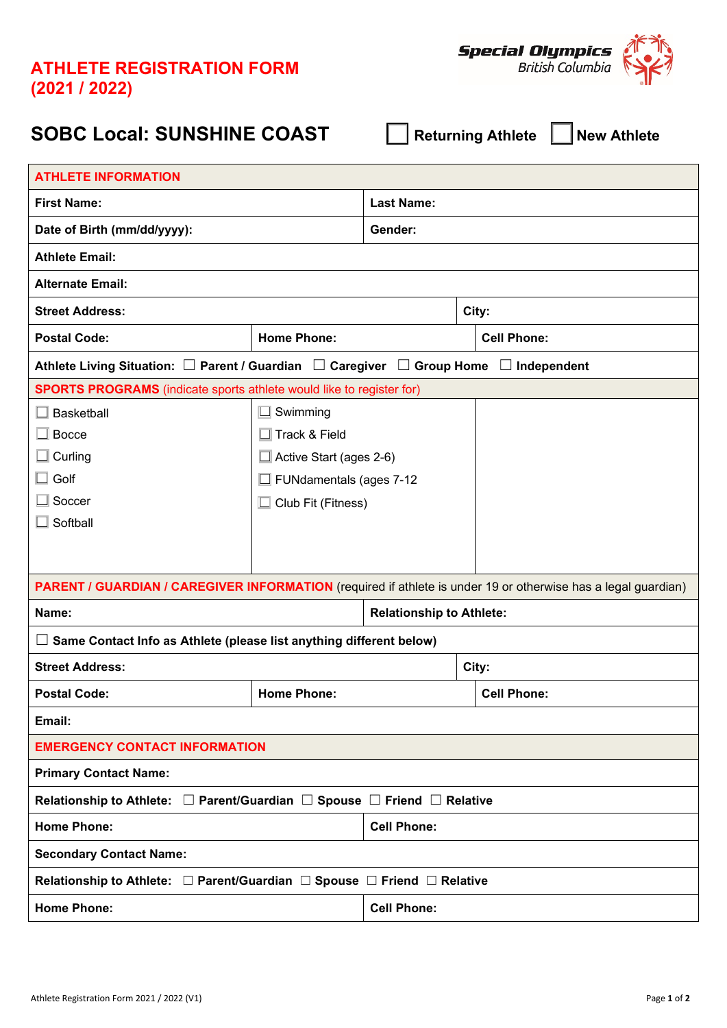# ATHLETE REGISTRATION FORM (2021 / 2022)

Special Olympics British Columbia

## SOBC Local: SUNSHINE COAST

☐ Returning Athlete ☐ New Athlete

| ATHLETE INFORMATION | | |
|---|---|---|
| **First Name:** | **Last Name:** | |
| **Date of Birth (mm/dd/yyyy):** | **Gender:** | |
| **Athlete Email:** | | |
| **Alternate Email:** | | |
| **Street Address:** | **City:** | |
| **Postal Code:** | **Home Phone:** | **Cell Phone:** |
| **Athlete Living Situation:** ☐ **Parent / Guardian** ☐ **Caregiver** ☐ **Group Home** ☐ **Independent** | | |

| SPORTS PROGRAMS (indicate sports athlete would like to register for) | | |
|---|---|---|
| ☐ Basketball<br>☐ Bocce<br>☐ Curling<br>☐ Golf<br>☐ Soccer<br>☐ Softball | ☐ Swimming<br>☐ Track & Field<br>☐ Active Start (ages 2-6)<br>☐ FUNdamentals (ages 7-12<br>☐ Club Fit (Fitness) | |

| PARENT / GUARDIAN / CAREGIVER INFORMATION (required if athlete is under 19 or otherwise has a legal guardian) | | |
|---|---|---|
| **Name:** | **Relationship to Athlete:** | |
| ☐ **Same Contact Info as Athlete (please list anything different below)** | | |
| **Street Address:** | **City:** | |
| **Postal Code:** | **Home Phone:** | **Cell Phone:** |
| **Email:** | | |

| EMERGENCY CONTACT INFORMATION | |
|---|---|
| **Primary Contact Name:** | |
| **Relationship to Athlete:** ☐ **Parent/Guardian** ☐ **Spouse** ☐ **Friend** ☐ **Relative** | |
| **Home Phone:** | **Cell Phone:** |
| **Secondary Contact Name:** | |
| **Relationship to Athlete:** ☐ **Parent/Guardian** ☐ **Spouse** ☐ **Friend** ☐ **Relative** | |
| **Home Phone:** | **Cell Phone:** |

Athlete Registration Form 2021 / 2022 (V1)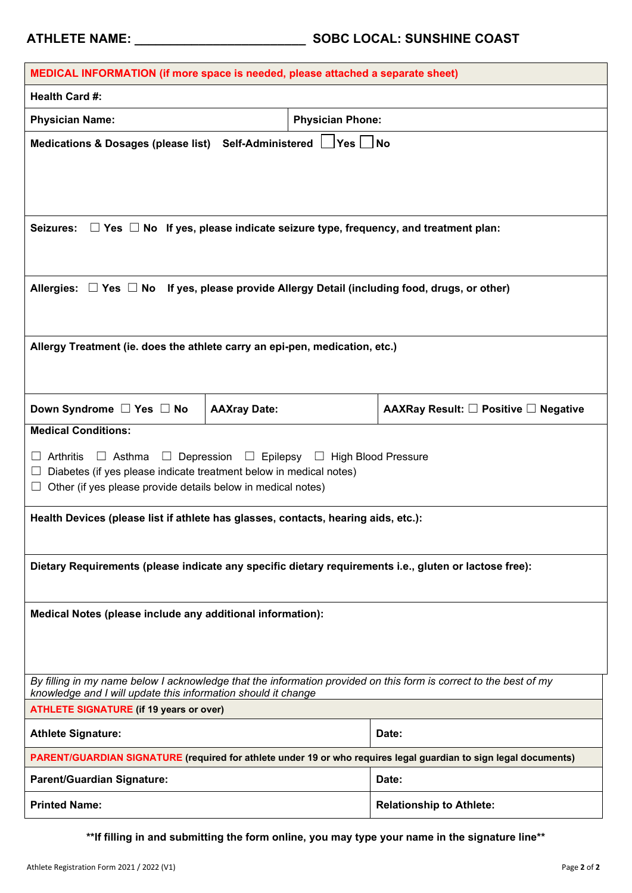**ATHLETE NAME: ________________________ SOBC LOCAL: SUNSHINE COAST**

| **MEDICAL INFORMATION (if more space is needed, please attached a separate sheet)** | | |
|---|---|---|
| **Health Card #:** | | |
| **Physician Name:** | **Physician Phone:** | |
| **Medications & Dosages (please list)** **Self-Administered** ☐ **Yes** ☐ **No** | | |
| **Seizures:** ☐ **Yes** ☐ **No** **If yes, please indicate seizure type, frequency, and treatment plan:** | | |
| **Allergies:** ☐ **Yes** ☐ **No** **If yes, please provide Allergy Detail (including food, drugs, or other)** | | |
| **Allergy Treatment (ie. does the athlete carry an epi-pen, medication, etc.)** | | |
| **Down Syndrome** ☐ **Yes** ☐ **No** | **AAXray Date:** | **AAXRay Result:** ☐ **Positive** ☐ **Negative** |
| **Medical Conditions:**<br><br>☐ Arthritis ☐ Asthma ☐ Depression ☐ Epilepsy ☐ High Blood Pressure<br>☐ Diabetes (if yes please indicate treatment below in medical notes)<br>☐ Other (if yes please provide details below in medical notes) | | |
| **Health Devices (please list if athlete has glasses, contacts, hearing aids, etc.):** | | |
| **Dietary Requirements (please indicate any specific dietary requirements i.e., gluten or lactose free):** | | |
| **Medical Notes (please include any additional information):** | | |

*By filling in my name below I acknowledge that the information provided on this form is correct to the best of my knowledge and I will update this information should it change*

| **ATHLETE SIGNATURE (if 19 years or over)** | |
|---|---|
| **Athlete Signature:** | **Date:** |

| **PARENT/GUARDIAN SIGNATURE (required for athlete under 19 or who requires legal guardian to sign legal documents)** | |
|---|---|
| **Parent/Guardian Signature:** | **Date:** |
| **Printed Name:** | **Relationship to Athlete:** |

**\*\*If filling in and submitting the form online, you may type your name in the signature line\*\***

Athlete Registration Form 2021 / 2022 (V1)